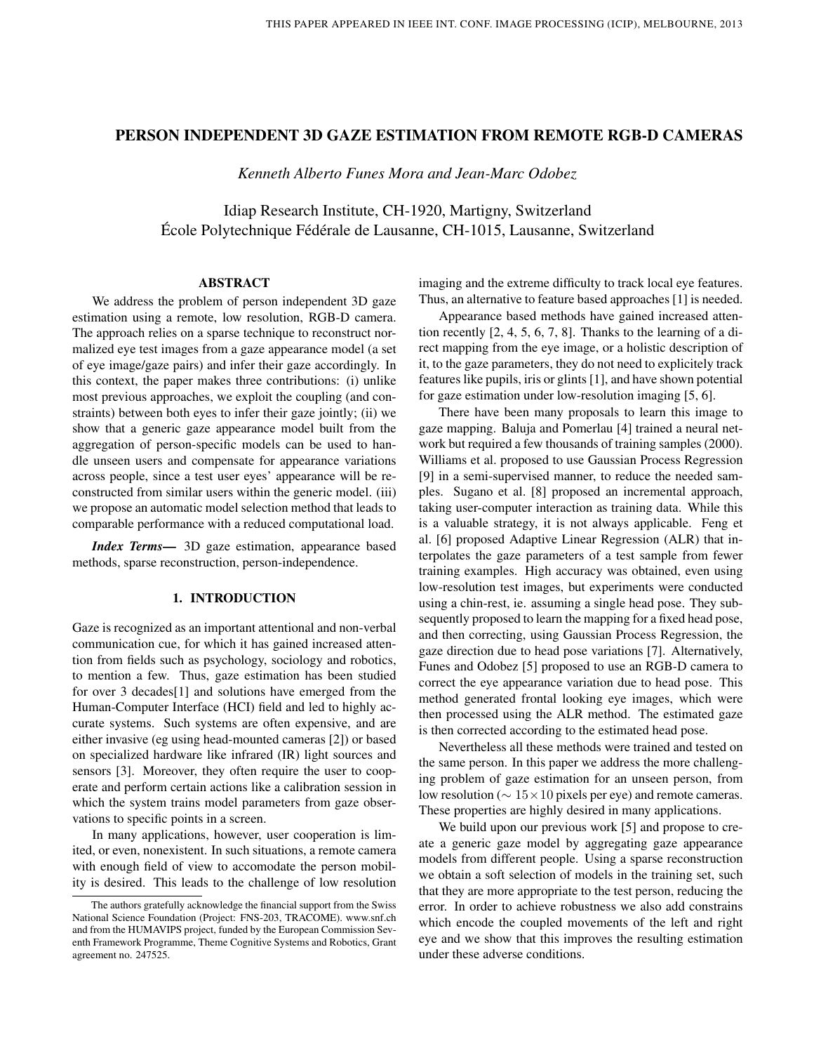# PERSON INDEPENDENT 3D GAZE ESTIMATION FROM REMOTE RGB-D CAMERAS

*Kenneth Alberto Funes Mora and Jean-Marc Odobez*

Idiap Research Institute, CH-1920, Martigny, Switzerland
École Polytechnique Fédérale de Lausanne, CH-1015, Lausanne, Switzerland

## ABSTRACT

We address the problem of person independent 3D gaze estimation using a remote, low resolution, RGB-D camera. The approach relies on a sparse technique to reconstruct normalized eye test images from a gaze appearance model (a set of eye image/gaze pairs) and infer their gaze accordingly. In this context, the paper makes three contributions: (i) unlike most previous approaches, we exploit the coupling (and constraints) between both eyes to infer their gaze jointly; (ii) we show that a generic gaze appearance model built from the aggregation of person-specific models can be used to handle unseen users and compensate for appearance variations across people, since a test user eyes' appearance will be reconstructed from similar users within the generic model. (iii) we propose an automatic model selection method that leads to comparable performance with a reduced computational load.

***Index Terms*—** 3D gaze estimation, appearance based methods, sparse reconstruction, person-independence.

## 1. INTRODUCTION

Gaze is recognized as an important attentional and non-verbal communication cue, for which it has gained increased attention from fields such as psychology, sociology and robotics, to mention a few. Thus, gaze estimation has been studied for over 3 decades[1] and solutions have emerged from the Human-Computer Interface (HCI) field and led to highly accurate systems. Such systems are often expensive, and are either invasive (eg using head-mounted cameras [2]) or based on specialized hardware like infrared (IR) light sources and sensors [3]. Moreover, they often require the user to cooperate and perform certain actions like a calibration session in which the system trains model parameters from gaze observations to specific points in a screen.

In many applications, however, user cooperation is limited, or even, nonexistent. In such situations, a remote camera with enough field of view to accomodate the person mobility is desired. This leads to the challenge of low resolution imaging and the extreme difficulty to track local eye features. Thus, an alternative to feature based approaches [1] is needed.

Appearance based methods have gained increased attention recently [2, 4, 5, 6, 7, 8]. Thanks to the learning of a direct mapping from the eye image, or a holistic description of it, to the gaze parameters, they do not need to explicitely track features like pupils, iris or glints [1], and have shown potential for gaze estimation under low-resolution imaging [5, 6].

There have been many proposals to learn this image to gaze mapping. Baluja and Pomerlau [4] trained a neural network but required a few thousands of training samples (2000). Williams et al. proposed to use Gaussian Process Regression [9] in a semi-supervised manner, to reduce the needed samples. Sugano et al. [8] proposed an incremental approach, taking user-computer interaction as training data. While this is a valuable strategy, it is not always applicable. Feng et al. [6] proposed Adaptive Linear Regression (ALR) that interpolates the gaze parameters of a test sample from fewer training examples. High accuracy was obtained, even using low-resolution test images, but experiments were conducted using a chin-rest, ie. assuming a single head pose. They subsequently proposed to learn the mapping for a fixed head pose, and then correcting, using Gaussian Process Regression, the gaze direction due to head pose variations [7]. Alternatively, Funes and Odobez [5] proposed to use an RGB-D camera to correct the eye appearance variation due to head pose. This method generated frontal looking eye images, which were then processed using the ALR method. The estimated gaze is then corrected according to the estimated head pose.

Nevertheless all these methods were trained and tested on the same person. In this paper we address the more challenging problem of gaze estimation for an unseen person, from low resolution ($\sim 15 \times 10$ pixels per eye) and remote cameras. These properties are highly desired in many applications.

We build upon our previous work [5] and propose to create a generic gaze model by aggregating gaze appearance models from different people. Using a sparse reconstruction we obtain a soft selection of models in the training set, such that they are more appropriate to the test person, reducing the error. In order to achieve robustness we also add constrains which encode the coupled movements of the left and right eye and we show that this improves the resulting estimation under these adverse conditions.

The authors gratefully acknowledge the financial support from the Swiss National Science Foundation (Project: FNS-203, TRACOME). www.snf.ch and from the HUMAVIPS project, funded by the European Commission Seventh Framework Programme, Theme Cognitive Systems and Robotics, Grant agreement no. 247525.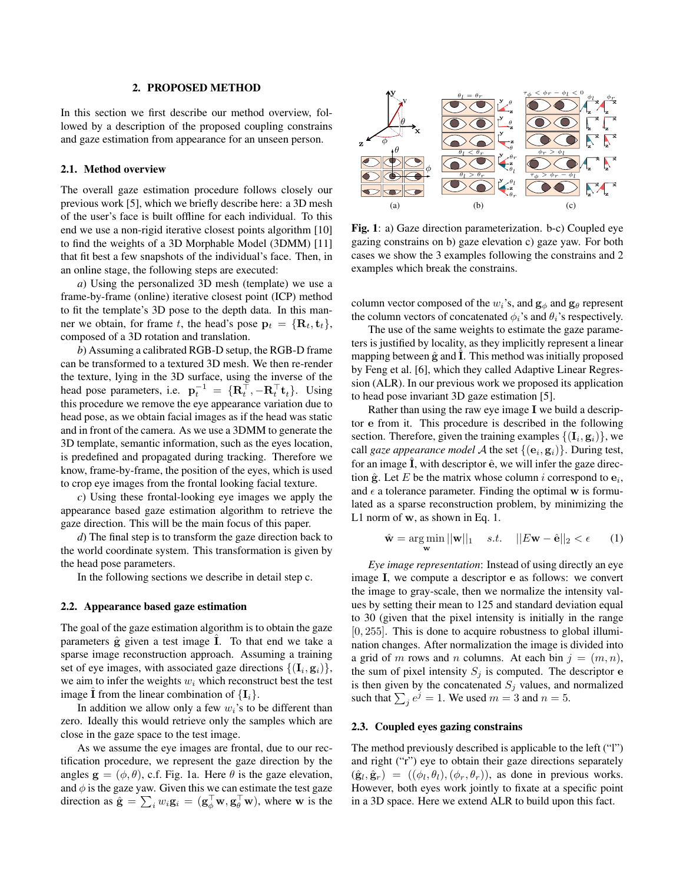## 2. PROPOSED METHOD

In this section we first describe our method overview, followed by a description of the proposed coupling constrains and gaze estimation from appearance for an unseen person.

### 2.1. Method overview

The overall gaze estimation procedure follows closely our previous work [5], which we briefly describe here: a 3D mesh of the user's face is built offline for each individual. To this end we use a non-rigid iterative closest points algorithm [10] to find the weights of a 3D Morphable Model (3DMM) [11] that fit best a few snapshots of the individual's face. Then, in an online stage, the following steps are executed:

*a*) Using the personalized 3D mesh (template) we use a frame-by-frame (online) iterative closest point (ICP) method to fit the template's 3D pose to the depth data. In this manner we obtain, for frame $t$, the head's pose $\mathbf{p}_t = \{\mathbf{R}_t, \mathbf{t}_t\}$, composed of a 3D rotation and translation.

*b*) Assuming a calibrated RGB-D setup, the RGB-D frame can be transformed to a textured 3D mesh. We then re-render the texture, lying in the 3D surface, using the inverse of the head pose parameters, i.e. $\mathbf{p}_t^{-1} = \{\mathbf{R}_t^\top, -\mathbf{R}_t^\top \mathbf{t}_t\}$. Using this procedure we remove the eye appearance variation due to head pose, as we obtain facial images as if the head was static and in front of the camera. As we use a 3DMM to generate the 3D template, semantic information, such as the eyes location, is predefined and propagated during tracking. Therefore we know, frame-by-frame, the position of the eyes, which is used to crop eye images from the frontal looking facial texture.

*c*) Using these frontal-looking eye images we apply the appearance based gaze estimation algorithm to retrieve the gaze direction. This will be the main focus of this paper.

*d*) The final step is to transform the gaze direction back to the world coordinate system. This transformation is given by the head pose parameters.

In the following sections we describe in detail step c.

### 2.2. Appearance based gaze estimation

The goal of the gaze estimation algorithm is to obtain the gaze parameters $\hat{\mathbf{g}}$ given a test image $\hat{\mathbf{I}}$. To that end we take a sparse image reconstruction approach. Assuming a training set of eye images, with associated gaze directions $\{(\mathbf{I}_i, \mathbf{g}_i)\}$, we aim to infer the weights $w_i$ which reconstruct best the test image $\hat{\mathbf{I}}$ from the linear combination of $\{\mathbf{I}_i\}$.

In addition we allow only a few $w_i$'s to be different than zero. Ideally this would retrieve only the samples which are close in the gaze space to the test image.

As we assume the eye images are frontal, due to our rectification procedure, we represent the gaze direction by the angles $\mathbf{g} = (\phi, \theta)$, c.f. Fig. 1a. Here $\theta$ is the gaze elevation, and $\phi$ is the gaze yaw. Given this we can estimate the test gaze direction as $\hat{\mathbf{g}} = \sum_i w_i \mathbf{g}_i = (\mathbf{g}_\phi^\top \mathbf{w}, \mathbf{g}_\theta^\top \mathbf{w})$, where $\mathbf{w}$ is the column vector composed of the $w_i$'s, and $\mathbf{g}_\phi$ and $\mathbf{g}_\theta$ represent the column vectors of concatenated $\phi_i$'s and $\theta_i$'s respectively.

**Fig. 1**: a) Gaze direction parameterization. b-c) Coupled eye gazing constrains on b) gaze elevation c) gaze yaw. For both cases we show the 3 examples following the constrains and 2 examples which break the constrains.

The use of the same weights to estimate the gaze parameters is justified by locality, as they implicitly represent a linear mapping between $\hat{\mathbf{g}}$ and $\hat{\mathbf{I}}$. This method was initially proposed by Feng et al. [6], which they called Adaptive Linear Regression (ALR). In our previous work we proposed its application to head pose invariant 3D gaze estimation [5].

Rather than using the raw eye image $\mathbf{I}$ we build a descriptor $\mathbf{e}$ from it. This procedure is described in the following section. Therefore, given the training examples $\{(\mathbf{I}_i, \mathbf{g}_i)\}$, we call *gaze appearance model* $\mathcal{A}$ the set $\{(\mathbf{e}_i, \mathbf{g}_i)\}$. During test, for an image $\hat{\mathbf{I}}$, with descriptor $\hat{\mathbf{e}}$, we will infer the gaze direction $\hat{\mathbf{g}}$. Let $E$ be the matrix whose column $i$ correspond to $\mathbf{e}_i$, and $\epsilon$ a tolerance parameter. Finding the optimal $\mathbf{w}$ is formulated as a sparse reconstruction problem, by minimizing the L1 norm of $\mathbf{w}$, as shown in Eq. 1.

$$\hat{\mathbf{w}} = \arg\min_{\mathbf{w}} ||\mathbf{w}||_1 \quad s.t. \quad ||E\mathbf{w} - \hat{\mathbf{e}}||_2 < \epsilon \tag{1}$$

*Eye image representation*: Instead of using directly an eye image $\mathbf{I}$, we compute a descriptor $\mathbf{e}$ as follows: we convert the image to gray-scale, then we normalize the intensity values by setting their mean to 125 and standard deviation equal to 30 (given that the pixel intensity is initially in the range $[0, 255]$. This is done to acquire robustness to global illumination changes. After normalization the image is divided into a grid of $m$ rows and $n$ columns. At each bin $j = (m, n)$, the sum of pixel intensity $S_j$ is computed. The descriptor $\mathbf{e}$ is then given by the concatenated $S_j$ values, and normalized such that $\sum_j e^j = 1$. We used $m = 3$ and $n = 5$.

### 2.3. Coupled eyes gazing constrains

The method previously described is applicable to the left ("l") and right ("r") eye to obtain their gaze directions separately $(\hat{\mathbf{g}}_l, \hat{\mathbf{g}}_r) = ((\phi_l, \theta_l), (\phi_r, \theta_r))$, as done in previous works. However, both eyes work jointly to fixate at a specific point in a 3D space. Here we extend ALR to build upon this fact.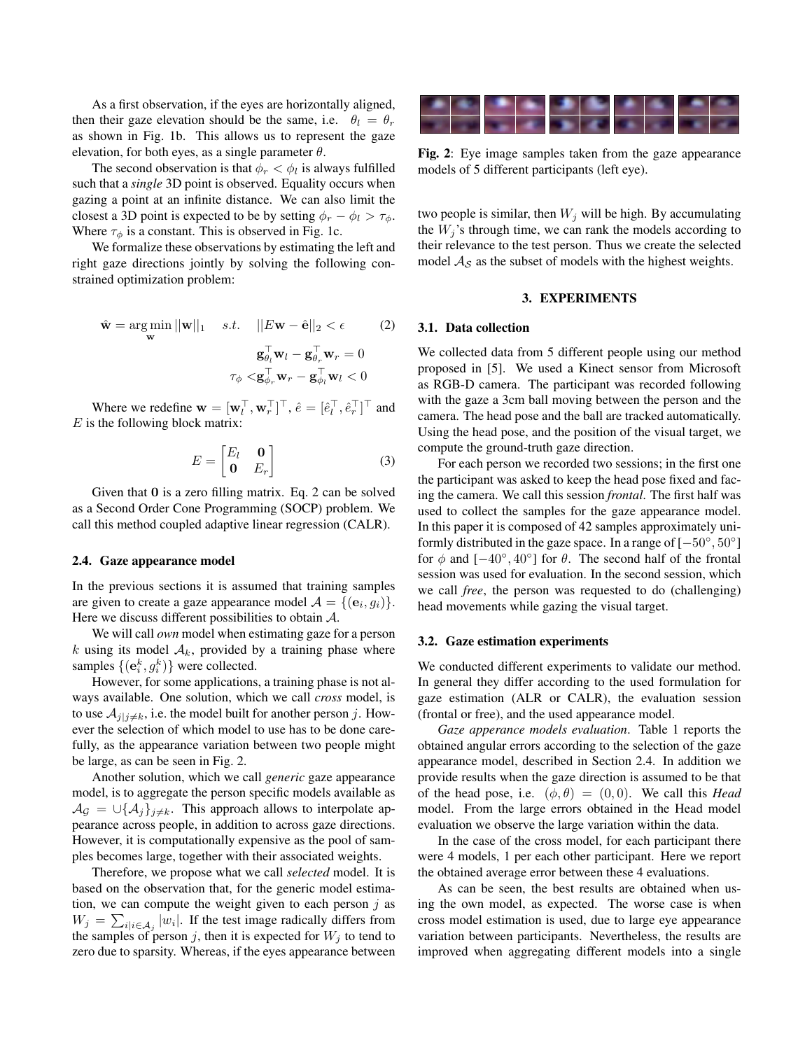As a first observation, if the eyes are horizontally aligned, then their gaze elevation should be the same, i.e. $\theta_l = \theta_r$ as shown in Fig. 1b. This allows us to represent the gaze elevation, for both eyes, as a single parameter $\theta$.

The second observation is that $\phi_r < \phi_l$ is always fulfilled such that a *single* 3D point is observed. Equality occurs when gazing a point at an infinite distance. We can also limit the closest a 3D point is expected to be by setting $\phi_r - \phi_l > \tau_\phi$. Where $\tau_\phi$ is a constant. This is observed in Fig. 1c.

We formalize these observations by estimating the left and right gaze directions jointly by solving the following constrained optimization problem:

$$
\hat{\mathbf{w}} = \arg\min_{\mathbf{w}} ||\mathbf{w}||_1 \quad s.t. \quad ||E\mathbf{w} - \hat{\mathbf{e}}||_2 < \epsilon \qquad (2)
$$

$$
\mathbf{g}_{\theta_l}^\top \mathbf{w}_l - \mathbf{g}_{\theta_r}^\top \mathbf{w}_r = 0
$$

$$
\tau_\phi < \mathbf{g}_{\phi_r}^\top \mathbf{w}_r - \mathbf{g}_{\phi_l}^\top \mathbf{w}_l < 0
$$

Where we redefine $\mathbf{w} = [\mathbf{w}_l^\top, \mathbf{w}_r^\top]^\top$, $\hat{e} = [\hat{e}_l^\top, \hat{e}_r^\top]^\top$ and $E$ is the following block matrix:

$$
E = \begin{bmatrix} E_l & \mathbf{0} \\ \mathbf{0} & E_r \end{bmatrix} \qquad (3)
$$

Given that $\mathbf{0}$ is a zero filling matrix. Eq. 2 can be solved as a Second Order Cone Programming (SOCP) problem. We call this method coupled adaptive linear regression (CALR).

### 2.4. Gaze appearance model

In the previous sections it is assumed that training samples are given to create a gaze appearance model $\mathcal{A} = \{(\mathbf{e}_i, g_i)\}$. Here we discuss different possibilities to obtain $\mathcal{A}$.

We will call *own* model when estimating gaze for a person $k$ using its model $\mathcal{A}_k$, provided by a training phase where samples $\{(\mathbf{e}_i^k, g_i^k)\}$ were collected.

However, for some applications, a training phase is not always available. One solution, which we call *cross* model, is to use $\mathcal{A}_{j|j\neq k}$, i.e. the model built for another person $j$. However the selection of which model to use has to be done carefully, as the appearance variation between two people might be large, as can be seen in Fig. 2.

Another solution, which we call *generic* gaze appearance model, is to aggregate the person specific models available as $\mathcal{A}_\mathcal{G} = \cup\{\mathcal{A}_j\}_{j\neq k}$. This approach allows to interpolate appearance across people, in addition to across gaze directions. However, it is computationally expensive as the pool of samples becomes large, together with their associated weights.

Therefore, we propose what we call *selected* model. It is based on the observation that, for the generic model estimation, we can compute the weight given to each person $j$ as $W_j = \sum_{i|i\in\mathcal{A}_j} |w_i|$. If the test image radically differs from the samples of person $j$, then it is expected for $W_j$ to tend to zero due to sparsity. Whereas, if the eyes appearance between two people is similar, then $W_j$ will be high. By accumulating the $W_j$'s through time, we can rank the models according to their relevance to the test person. Thus we create the selected model $\mathcal{A}_\mathcal{S}$ as the subset of models with the highest weights.

**Fig. 2**: Eye image samples taken from the gaze appearance models of 5 different participants (left eye).

## 3. EXPERIMENTS

### 3.1. Data collection

We collected data from 5 different people using our method proposed in [5]. We used a Kinect sensor from Microsoft as RGB-D camera. The participant was recorded following with the gaze a 3cm ball moving between the person and the camera. The head pose and the ball are tracked automatically. Using the head pose, and the position of the visual target, we compute the ground-truth gaze direction.

For each person we recorded two sessions; in the first one the participant was asked to keep the head pose fixed and facing the camera. We call this session *frontal*. The first half was used to collect the samples for the gaze appearance model. In this paper it is composed of 42 samples approximately uniformly distributed in the gaze space. In a range of $[-50°, 50°]$ for $\phi$ and $[-40°, 40°]$ for $\theta$. The second half of the frontal session was used for evaluation. In the second session, which we call *free*, the person was requested to do (challenging) head movements while gazing the visual target.

### 3.2. Gaze estimation experiments

We conducted different experiments to validate our method. In general they differ according to the used formulation for gaze estimation (ALR or CALR), the evaluation session (frontal or free), and the used appearance model.

*Gaze apperance models evaluation*. Table 1 reports the obtained angular errors according to the selection of the gaze appearance model, described in Section 2.4. In addition we provide results when the gaze direction is assumed to be that of the head pose, i.e. $(\phi, \theta) = (0, 0)$. We call this *Head* model. From the large errors obtained in the Head model evaluation we observe the large variation within the data.

In the case of the cross model, for each participant there were 4 models, 1 per each other participant. Here we report the obtained average error between these 4 evaluations.

As can be seen, the best results are obtained when using the own model, as expected. The worse case is when cross model estimation is used, due to large eye appearance variation between participants. Nevertheless, the results are improved when aggregating different models into a single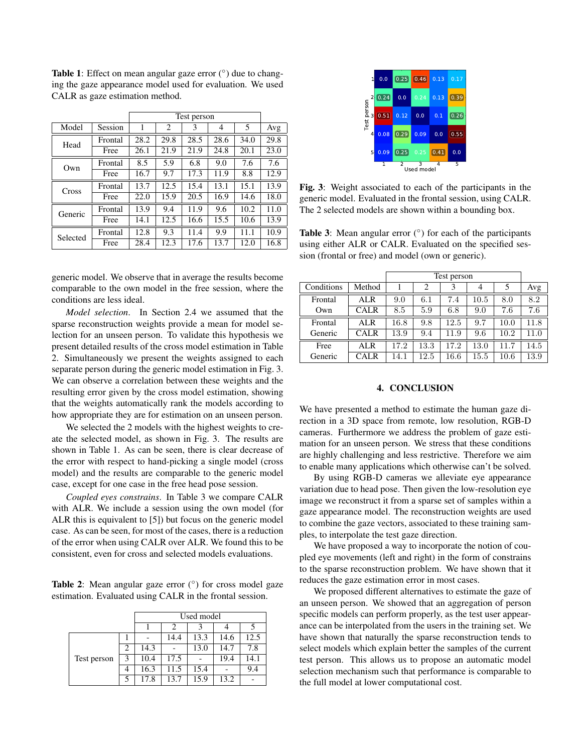**Table 1**: Effect on mean angular gaze error (°) due to changing the gaze appearance model used for evaluation. We used CALR as gaze estimation method.

| Model | Session | Test person 1 | 2 | 3 | 4 | 5 | Avg |
|---|---|---|---|---|---|---|---|
| Head | Frontal | 28.2 | 29.8 | 28.5 | 28.6 | 34.0 | 29.8 |
| | Free | 26.1 | 21.9 | 21.9 | 24.8 | 20.1 | 23.0 |
| Own | Frontal | 8.5 | 5.9 | 6.8 | 9.0 | 7.6 | 7.6 |
| | Free | 16.7 | 9.7 | 17.3 | 11.9 | 8.8 | 12.9 |
| Cross | Frontal | 13.7 | 12.5 | 15.4 | 13.1 | 15.1 | 13.9 |
| | Free | 22.0 | 15.9 | 20.5 | 16.9 | 14.6 | 18.0 |
| Generic | Frontal | 13.9 | 9.4 | 11.9 | 9.6 | 10.2 | 11.0 |
| | Free | 14.1 | 12.5 | 16.6 | 15.5 | 10.6 | 13.9 |
| Selected | Frontal | 12.8 | 9.3 | 11.4 | 9.9 | 11.1 | 10.9 |
| | Free | 28.4 | 12.3 | 17.6 | 13.7 | 12.0 | 16.8 |

generic model. We observe that in average the results become comparable to the own model in the free session, where the conditions are less ideal.

*Model selection*. In Section 2.4 we assumed that the sparse reconstruction weights provide a mean for model selection for an unseen person. To validate this hypothesis we present detailed results of the cross model estimation in Table 2. Simultaneously we present the weights assigned to each separate person during the generic model estimation in Fig. 3. We can observe a correlation between these weights and the resulting error given by the cross model estimation, showing that the weights automatically rank the models according to how appropriate they are for estimation on an unseen person.

We selected the 2 models with the highest weights to create the selected model, as shown in Fig. 3. The results are shown in Table 1. As can be seen, there is clear decrease of the error with respect to hand-picking a single model (cross model) and the results are comparable to the generic model case, except for one case in the free head pose session.

*Coupled eyes constrains*. In Table 3 we compare CALR with ALR. We include a session using the own model (for ALR this is equivalent to [5]) but focus on the generic model case. As can be seen, for most of the cases, there is a reduction of the error when using CALR over ALR. We found this to be consistent, even for cross and selected models evaluations.

**Table 2**: Mean angular gaze error (°) for cross model gaze estimation. Evaluated using CALR in the frontal session.

| Test person | Used model 1 | 2 | 3 | 4 | 5 |
|---|---|---|---|---|---|
| 1 | - | 14.4 | 13.3 | 14.6 | 12.5 |
| 2 | 14.3 | - | 13.0 | 14.7 | 7.8 |
| 3 | 10.4 | 17.5 | - | 19.4 | 14.1 |
| 4 | 16.3 | 11.5 | 15.4 | - | 9.4 |
| 5 | 17.8 | 13.7 | 15.9 | 13.2 | - |

| Test person \ Used model | 1 | 2 | 3 | 4 | 5 |
|---|---|---|---|---|---|
| 1 | 0.0 | 0.25 | 0.46 | 0.13 | 0.17 |
| 2 | 0.24 | 0.0 | 0.24 | 0.13 | 0.39 |
| 3 | 0.51 | 0.12 | 0.0 | 0.1 | 0.26 |
| 4 | 0.08 | 0.29 | 0.09 | 0.0 | 0.55 |
| 5 | 0.09 | 0.25 | 0.25 | 0.41 | 0.0 |

**Fig. 3**: Weight associated to each of the participants in the generic model. Evaluated in the frontal session, using CALR. The 2 selected models are shown within a bounding box.

**Table 3**: Mean angular error (°) for each of the participants using either ALR or CALR. Evaluated on the specified session (frontal or free) and model (own or generic).

| Conditions | Method | Test person 1 | 2 | 3 | 4 | 5 | Avg |
|---|---|---|---|---|---|---|---|
| Frontal Own | ALR | 9.0 | 6.1 | 7.4 | 10.5 | 8.0 | 8.2 |
| | CALR | 8.5 | 5.9 | 6.8 | 9.0 | 7.6 | 7.6 |
| Frontal Generic | ALR | 16.8 | 9.8 | 12.5 | 9.7 | 10.0 | 11.8 |
| | CALR | 13.9 | 9.4 | 11.9 | 9.6 | 10.2 | 11.0 |
| Free Generic | ALR | 17.2 | 13.3 | 17.2 | 13.0 | 11.7 | 14.5 |
| | CALR | 14.1 | 12.5 | 16.6 | 15.5 | 10.6 | 13.9 |

## 4. CONCLUSION

We have presented a method to estimate the human gaze direction in a 3D space from remote, low resolution, RGB-D cameras. Furthermore we address the problem of gaze estimation for an unseen person. We stress that these conditions are highly challenging and less restrictive. Therefore we aim to enable many applications which otherwise can't be solved.

By using RGB-D cameras we alleviate eye appearance variation due to head pose. Then given the low-resolution eye image we reconstruct it from a sparse set of samples within a gaze appearance model. The reconstruction weights are used to combine the gaze vectors, associated to these training samples, to interpolate the test gaze direction.

We have proposed a way to incorporate the notion of coupled eye movements (left and right) in the form of constrains to the sparse reconstruction problem. We have shown that it reduces the gaze estimation error in most cases.

We proposed different alternatives to estimate the gaze of an unseen person. We showed that an aggregation of person specific models can perform properly, as the test user appearance can be interpolated from the users in the training set. We have shown that naturally the sparse reconstruction tends to select models which explain better the samples of the current test person. This allows us to propose an automatic model selection mechanism such that performance is comparable to the full model at lower computational cost.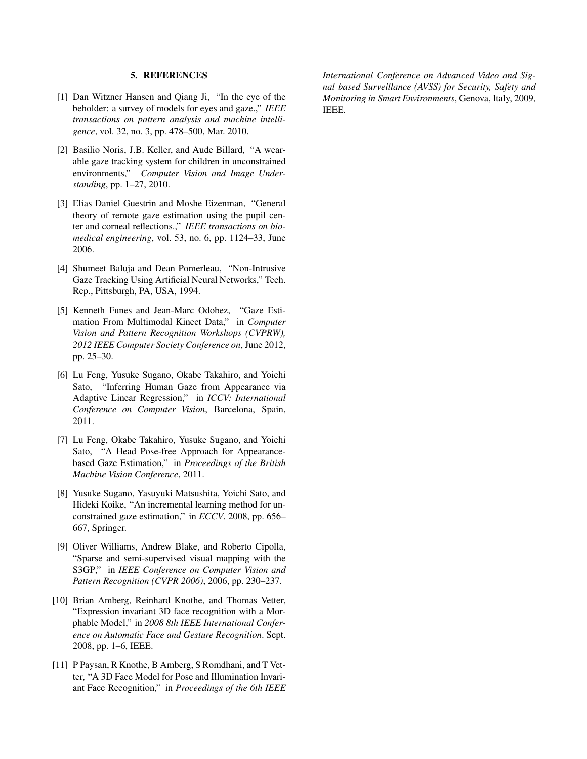## 5. REFERENCES

[1] Dan Witzner Hansen and Qiang Ji, "In the eye of the beholder: a survey of models for eyes and gaze.," *IEEE transactions on pattern analysis and machine intelligence*, vol. 32, no. 3, pp. 478–500, Mar. 2010.

[2] Basilio Noris, J.B. Keller, and Aude Billard, "A wearable gaze tracking system for children in unconstrained environments," *Computer Vision and Image Understanding*, pp. 1–27, 2010.

[3] Elias Daniel Guestrin and Moshe Eizenman, "General theory of remote gaze estimation using the pupil center and corneal reflections.," *IEEE transactions on biomedical engineering*, vol. 53, no. 6, pp. 1124–33, June 2006.

[4] Shumeet Baluja and Dean Pomerleau, "Non-Intrusive Gaze Tracking Using Artificial Neural Networks," Tech. Rep., Pittsburgh, PA, USA, 1994.

[5] Kenneth Funes and Jean-Marc Odobez, "Gaze Estimation From Multimodal Kinect Data," in *Computer Vision and Pattern Recognition Workshops (CVPRW), 2012 IEEE Computer Society Conference on*, June 2012, pp. 25–30.

[6] Lu Feng, Yusuke Sugano, Okabe Takahiro, and Yoichi Sato, "Inferring Human Gaze from Appearance via Adaptive Linear Regression," in *ICCV: International Conference on Computer Vision*, Barcelona, Spain, 2011.

[7] Lu Feng, Okabe Takahiro, Yusuke Sugano, and Yoichi Sato, "A Head Pose-free Approach for Appearance-based Gaze Estimation," in *Proceedings of the British Machine Vision Conference*, 2011.

[8] Yusuke Sugano, Yasuyuki Matsushita, Yoichi Sato, and Hideki Koike, "An incremental learning method for unconstrained gaze estimation," in *ECCV*. 2008, pp. 656–667, Springer.

[9] Oliver Williams, Andrew Blake, and Roberto Cipolla, "Sparse and semi-supervised visual mapping with the S3GP," in *IEEE Conference on Computer Vision and Pattern Recognition (CVPR 2006)*, 2006, pp. 230–237.

[10] Brian Amberg, Reinhard Knothe, and Thomas Vetter, "Expression invariant 3D face recognition with a Morphable Model," in *2008 8th IEEE International Conference on Automatic Face and Gesture Recognition*. Sept. 2008, pp. 1–6, IEEE.

[11] P Paysan, R Knothe, B Amberg, S Romdhani, and T Vetter, "A 3D Face Model for Pose and Illumination Invariant Face Recognition," in *Proceedings of the 6th IEEE International Conference on Advanced Video and Signal based Surveillance (AVSS) for Security, Safety and Monitoring in Smart Environments*, Genova, Italy, 2009, IEEE.